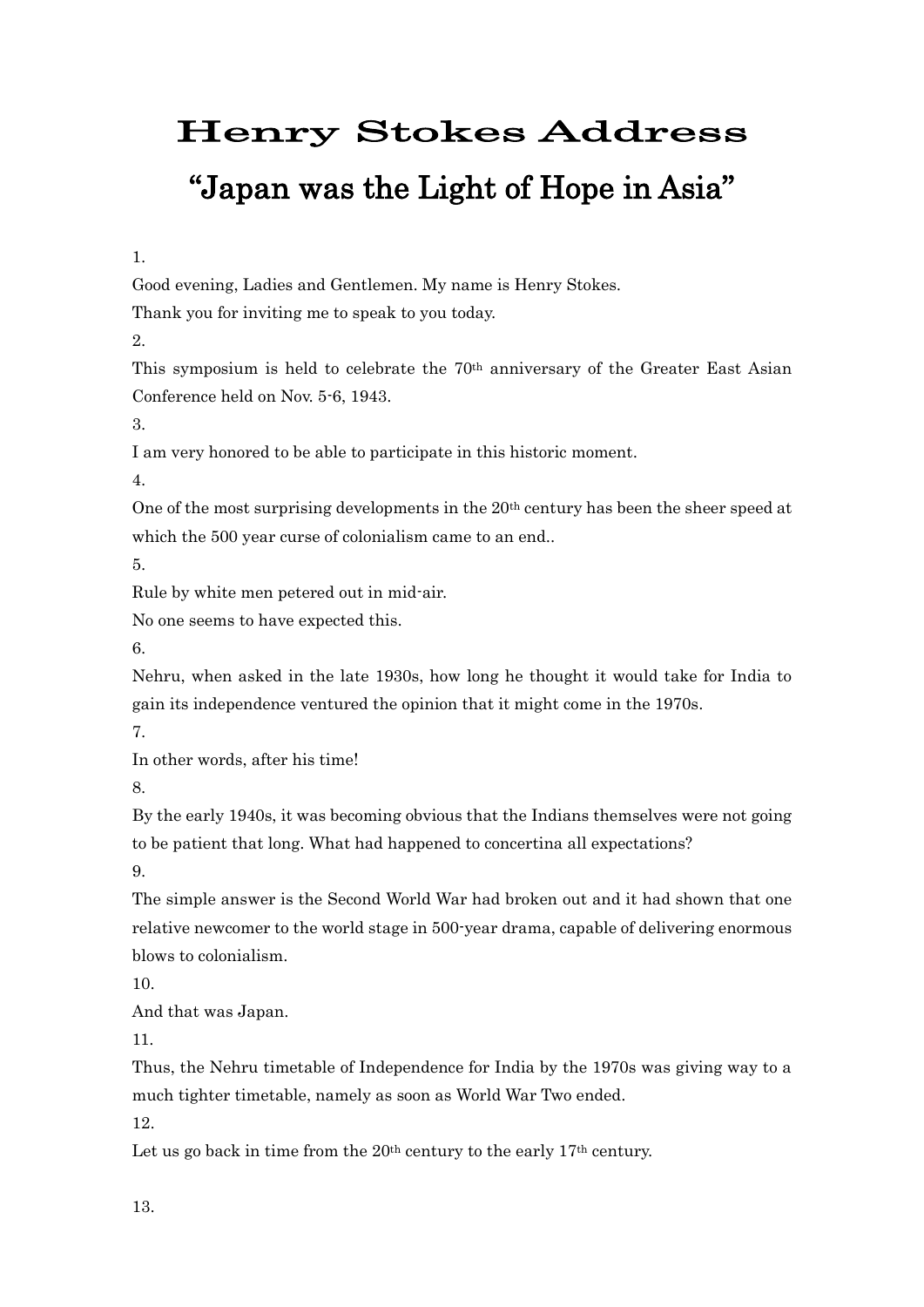# Henry Stokes Address

## "Japan was the Light of Hope in Asia"

1.

Good evening, Ladies and Gentlemen. My name is Henry Stokes.

Thank you for inviting me to speak to you today.

2.

This symposium is held to celebrate the 70th anniversary of the Greater East Asian Conference held on Nov. 5-6, 1943.

3.

I am very honored to be able to participate in this historic moment.

4.

One of the most surprising developments in the 20th century has been the sheer speed at which the 500 year curse of colonialism came to an end..

5.

Rule by white men petered out in mid-air.

No one seems to have expected this.

6.

Nehru, when asked in the late 1930s, how long he thought it would take for India to gain its independence ventured the opinion that it might come in the 1970s.

7.

In other words, after his time!

8.

By the early 1940s, it was becoming obvious that the Indians themselves were not going to be patient that long. What had happened to concertina all expectations?

9.

The simple answer is the Second World War had broken out and it had shown that one relative newcomer to the world stage in 500-year drama, capable of delivering enormous blows to colonialism.

10.

And that was Japan.

11.

Thus, the Nehru timetable of Independence for India by the 1970s was giving way to a much tighter timetable, namely as soon as World War Two ended.

12.

Let us go back in time from the 20th century to the early 17th century.

13.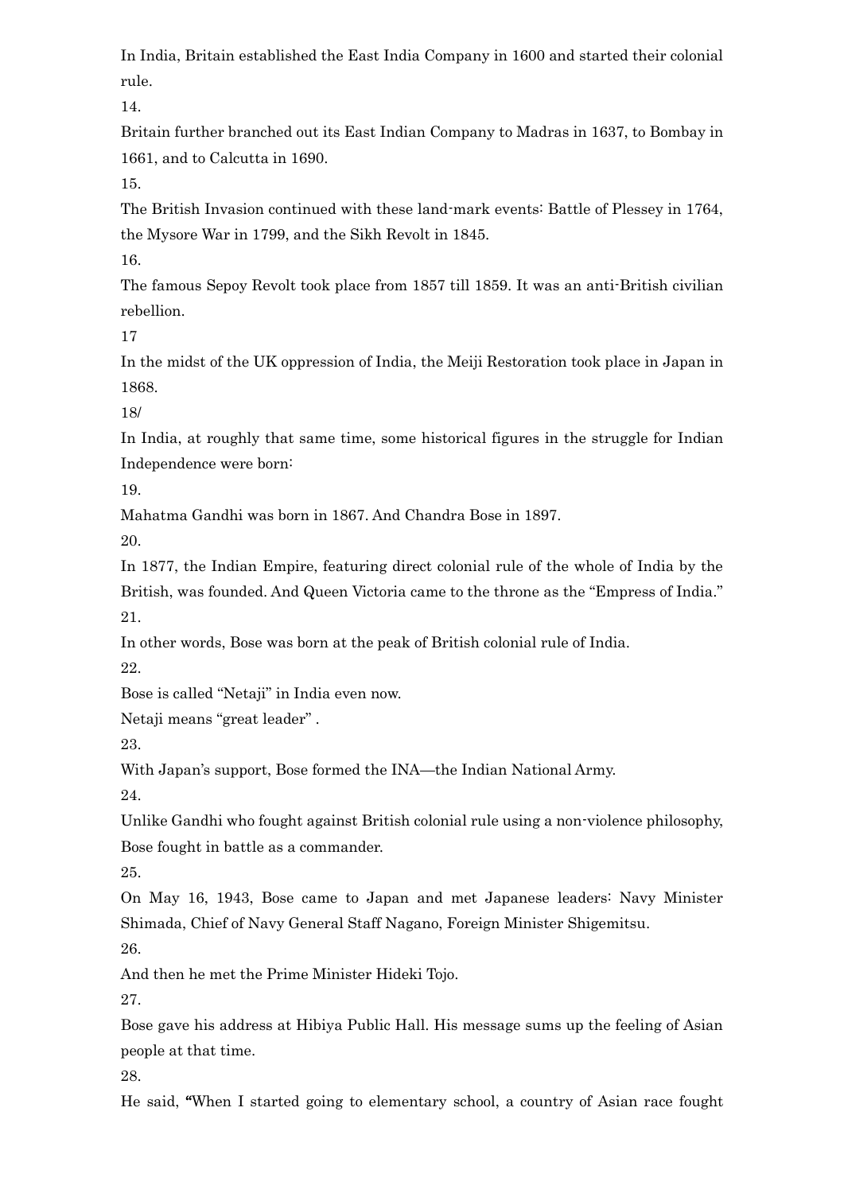In India, Britain established the East India Company in 1600 and started their colonial rule.

14.

Britain further branched out its East Indian Company to Madras in 1637, to Bombay in 1661, and to Calcutta in 1690.

15.

The British Invasion continued with these land-mark events: Battle of Plessey in 1764, the Mysore War in 1799, and the Sikh Revolt in 1845.

16.

The famous Sepoy Revolt took place from 1857 till 1859. It was an anti-British civilian rebellion.

17

In the midst of the UK oppression of India, the Meiji Restoration took place in Japan in 1868.

18/

In India, at roughly that same time, some historical figures in the struggle for Indian Independence were born:

19.

Mahatma Gandhi was born in 1867. And Chandra Bose in 1897.

20.

In 1877, the Indian Empire, featuring direct colonial rule of the whole of India by the British, was founded. And Queen Victoria came to the throne as the "Empress of India."

21.

In other words, Bose was born at the peak of British colonial rule of India.

22.

Bose is called "Netaji" in India even now.

Netaji means "great leader" .

23.

With Japan's support, Bose formed the INA—the Indian National Army.

24.

Unlike Gandhi who fought against British colonial rule using a non-violence philosophy, Bose fought in battle as a commander.

25.

On May 16, 1943, Bose came to Japan and met Japanese leaders: Navy Minister Shimada, Chief of Navy General Staff Nagano, Foreign Minister Shigemitsu.

26.

And then he met the Prime Minister Hideki Tojo.

27.

Bose gave his address at Hibiya Public Hall. His message sums up the feeling of Asian people at that time.

28.

He said, "When I started going to elementary school, a country of Asian race fought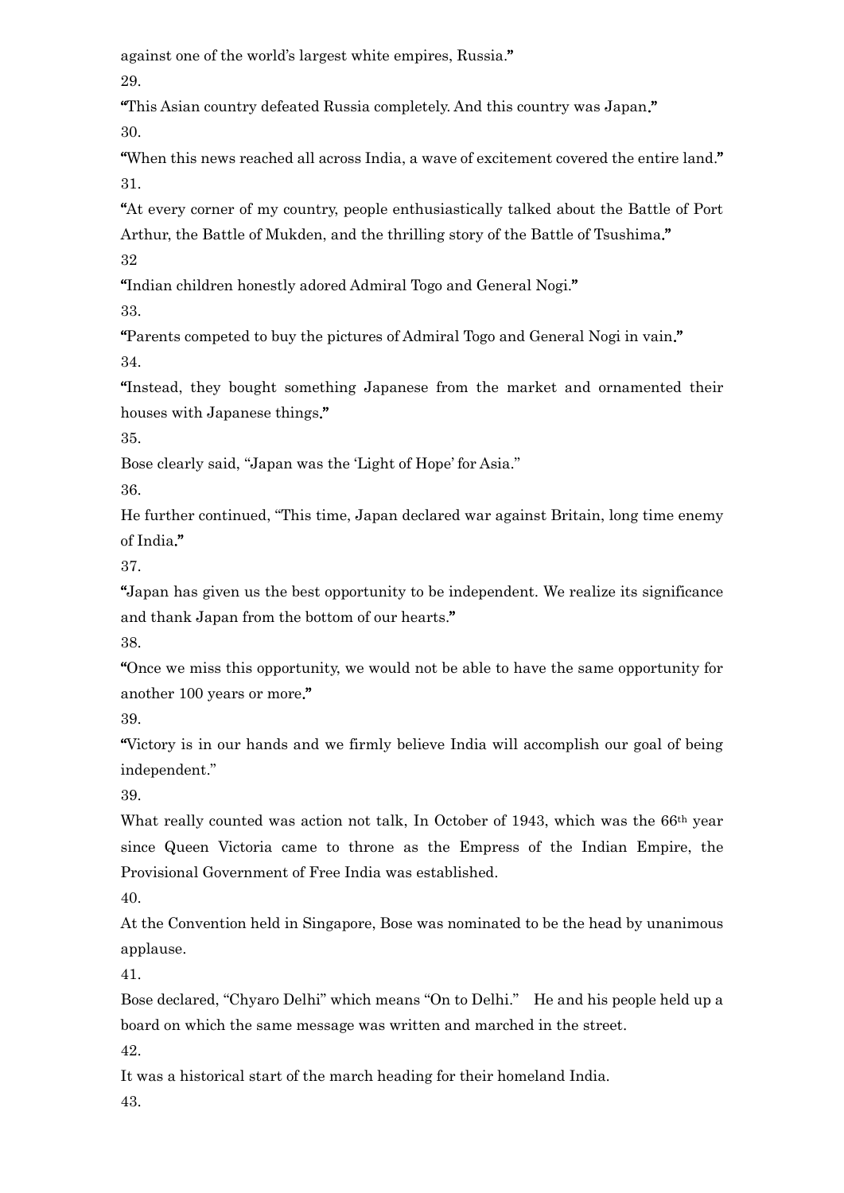against one of the world's largest white empires, Russia."

29.

"This Asian country defeated Russia completely. And this country was Japan."

30.

"When this news reached all across India, a wave of excitement covered the entire land."

31.

"At every corner of my country, people enthusiastically talked about the Battle of Port Arthur, the Battle of Mukden, and the thrilling story of the Battle of Tsushima."

32

"Indian children honestly adored Admiral Togo and General Nogi."

33.

"Parents competed to buy the pictures of Admiral Togo and General Nogi in vain."

34.

"Instead, they bought something Japanese from the market and ornamented their houses with Japanese things."

35.

Bose clearly said, "Japan was the 'Light of Hope' for Asia."

36.

He further continued, "This time, Japan declared war against Britain, long time enemy of India."

37.

"Japan has given us the best opportunity to be independent. We realize its significance and thank Japan from the bottom of our hearts."

38.

"Once we miss this opportunity, we would not be able to have the same opportunity for another 100 years or more."

39.

"Victory is in our hands and we firmly believe India will accomplish our goal of being independent."

39.

What really counted was action not talk, In October of 1943, which was the 66th year since Queen Victoria came to throne as the Empress of the Indian Empire, the Provisional Government of Free India was established.

40.

At the Convention held in Singapore, Bose was nominated to be the head by unanimous applause.

41.

Bose declared, "Chyaro Delhi" which means "On to Delhi." He and his people held up a board on which the same message was written and marched in the street.

42.

It was a historical start of the march heading for their homeland India.

43.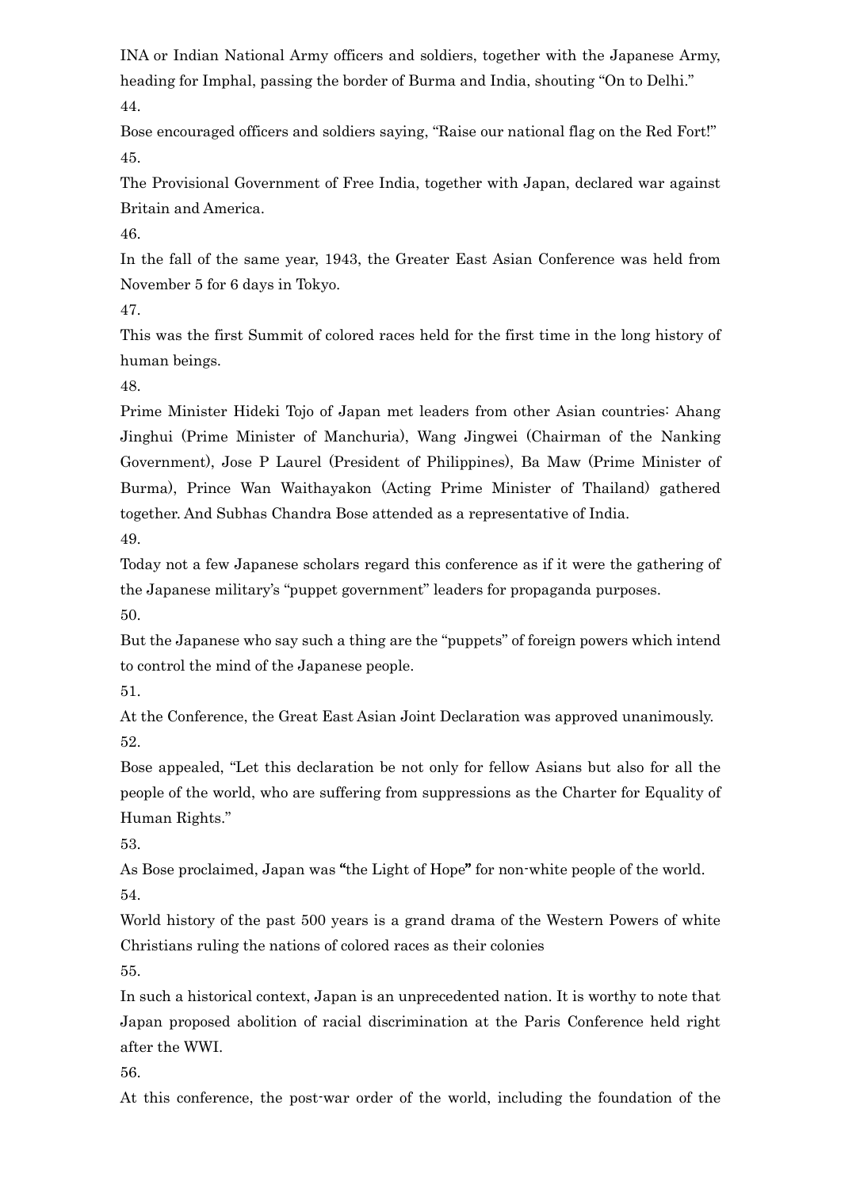INA or Indian National Army officers and soldiers, together with the Japanese Army, heading for Imphal, passing the border of Burma and India, shouting "On to Delhi."

44.

Bose encouraged officers and soldiers saying, "Raise our national flag on the Red Fort!"

45.

The Provisional Government of Free India, together with Japan, declared war against Britain and America.

46.

In the fall of the same year, 1943, the Greater East Asian Conference was held from November 5 for 6 days in Tokyo.

47.

This was the first Summit of colored races held for the first time in the long history of human beings.

48.

Prime Minister Hideki Tojo of Japan met leaders from other Asian countries: Ahang Jinghui (Prime Minister of Manchuria), Wang Jingwei (Chairman of the Nanking Government), Jose P Laurel (President of Philippines), Ba Maw (Prime Minister of Burma), Prince Wan Waithayakon (Acting Prime Minister of Thailand) gathered together. And Subhas Chandra Bose attended as a representative of India.

49.

Today not a few Japanese scholars regard this conference as if it were the gathering of the Japanese military's "puppet government" leaders for propaganda purposes.

50.

But the Japanese who say such a thing are the "puppets" of foreign powers which intend to control the mind of the Japanese people.

51.

At the Conference, the Great East Asian Joint Declaration was approved unanimously.

52.

Bose appealed, "Let this declaration be not only for fellow Asians but also for all the people of the world, who are suffering from suppressions as the Charter for Equality of Human Rights."

53.

As Bose proclaimed, Japan was **"**the Light of Hope**"** for non-white people of the world.

54.

World history of the past 500 years is a grand drama of the Western Powers of white Christians ruling the nations of colored races as their colonies

55.

In such a historical context, Japan is an unprecedented nation. It is worthy to note that Japan proposed abolition of racial discrimination at the Paris Conference held right after the WWI.

56.

At this conference, the post-war order of the world, including the foundation of the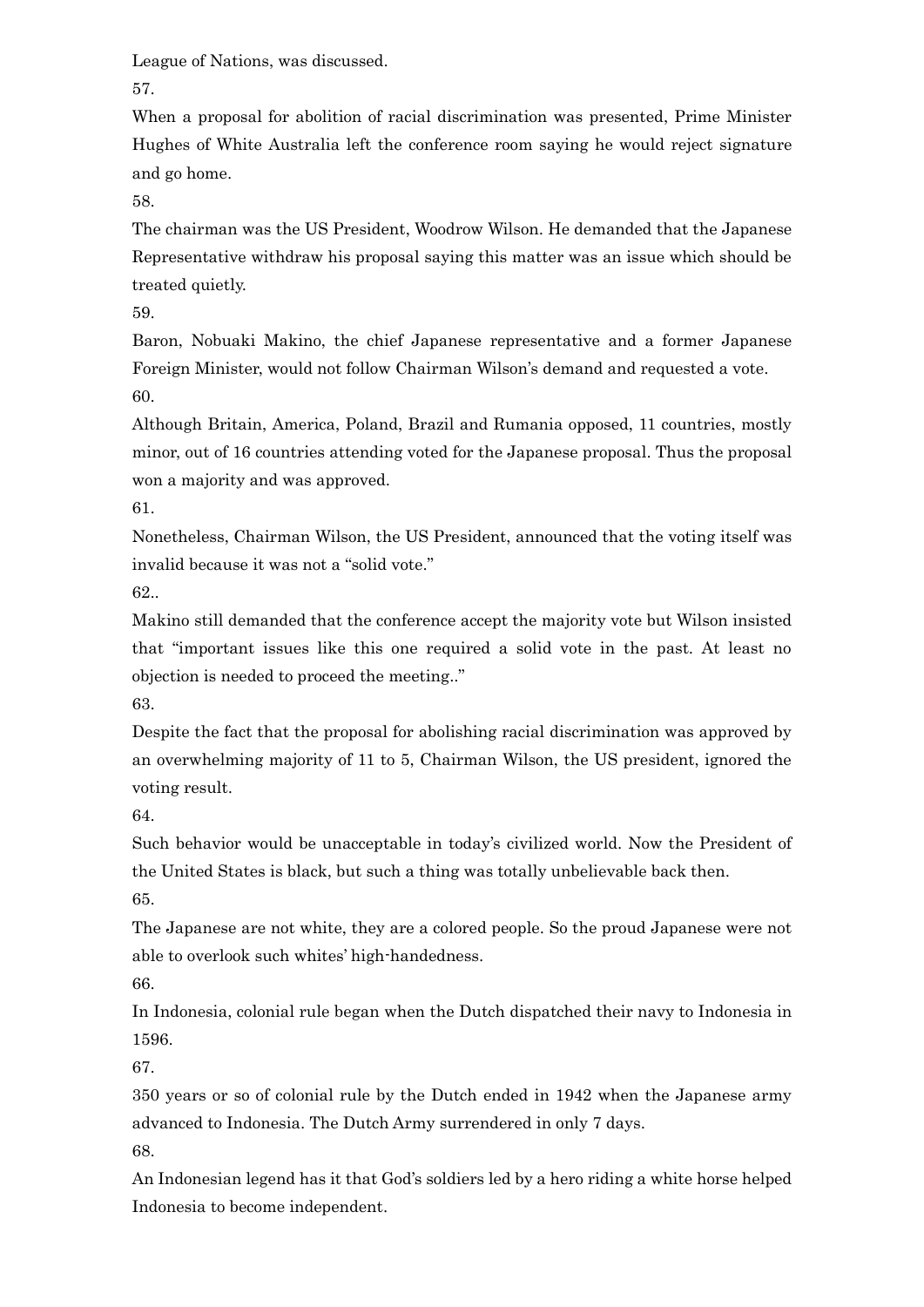League of Nations, was discussed.

57.

When a proposal for abolition of racial discrimination was presented, Prime Minister Hughes of White Australia left the conference room saying he would reject signature and go home.

58.

The chairman was the US President, Woodrow Wilson. He demanded that the Japanese Representative withdraw his proposal saying this matter was an issue which should be treated quietly.

59.

Baron, Nobuaki Makino, the chief Japanese representative and a former Japanese Foreign Minister, would not follow Chairman Wilson's demand and requested a vote.

60.

Although Britain, America, Poland, Brazil and Rumania opposed, 11 countries, mostly minor, out of 16 countries attending voted for the Japanese proposal. Thus the proposal won a majority and was approved.

61.

Nonetheless, Chairman Wilson, the US President, announced that the voting itself was invalid because it was not a "solid vote."

62..

Makino still demanded that the conference accept the majority vote but Wilson insisted that "important issues like this one required a solid vote in the past. At least no objection is needed to proceed the meeting.."

63.

Despite the fact that the proposal for abolishing racial discrimination was approved by an overwhelming majority of 11 to 5, Chairman Wilson, the US president, ignored the voting result.

64.

Such behavior would be unacceptable in today's civilized world. Now the President of the United States is black, but such a thing was totally unbelievable back then.

65.

The Japanese are not white, they are a colored people. So the proud Japanese were not able to overlook such whites' high-handedness.

66.

In Indonesia, colonial rule began when the Dutch dispatched their navy to Indonesia in 1596.

67.

350 years or so of colonial rule by the Dutch ended in 1942 when the Japanese army advanced to Indonesia. The Dutch Army surrendered in only 7 days.

68.

An Indonesian legend has it that God's soldiers led by a hero riding a white horse helped Indonesia to become independent.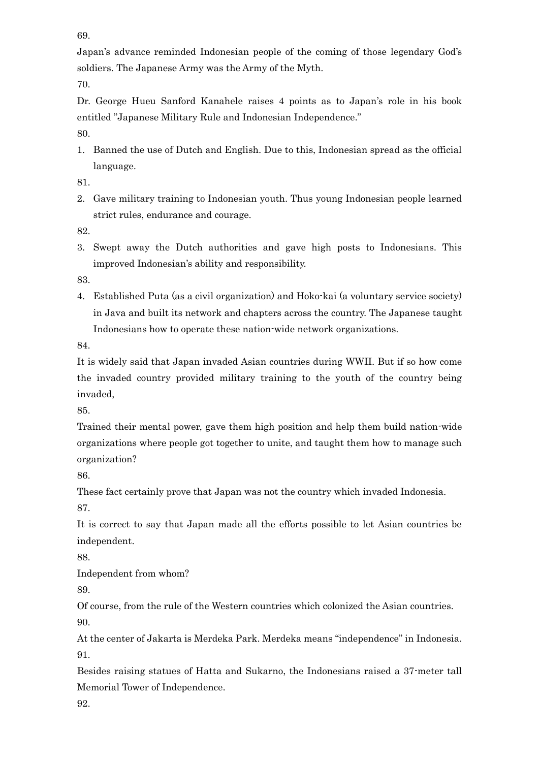69.

Japan's advance reminded Indonesian people of the coming of those legendary God's soldiers. The Japanese Army was the Army of the Myth.

70.

Dr. George Hueu Sanford Kanahele raises 4 points as to Japan's role in his book entitled "Japanese Military Rule and Indonesian Independence."

80.

1. Banned the use of Dutch and English. Due to this, Indonesian spread as the official language.

81.

2. Gave military training to Indonesian youth. Thus young Indonesian people learned strict rules, endurance and courage.

82.

3. Swept away the Dutch authorities and gave high posts to Indonesians. This improved Indonesian's ability and responsibility.

83.

4. Established Puta (as a civil organization) and Hoko-kai (a voluntary service society) in Java and built its network and chapters across the country. The Japanese taught Indonesians how to operate these nation-wide network organizations.

84.

It is widely said that Japan invaded Asian countries during WWII. But if so how come the invaded country provided military training to the youth of the country being invaded,

85.

Trained their mental power, gave them high position and help them build nation-wide organizations where people got together to unite, and taught them how to manage such organization?

86.

These fact certainly prove that Japan was not the country which invaded Indonesia.

87.

It is correct to say that Japan made all the efforts possible to let Asian countries be independent.

88.

Independent from whom?

89.

Of course, from the rule of the Western countries which colonized the Asian countries.

90.

At the center of Jakarta is Merdeka Park. Merdeka means "independence" in Indonesia.

91.

Besides raising statues of Hatta and Sukarno, the Indonesians raised a 37-meter tall Memorial Tower of Independence.

92.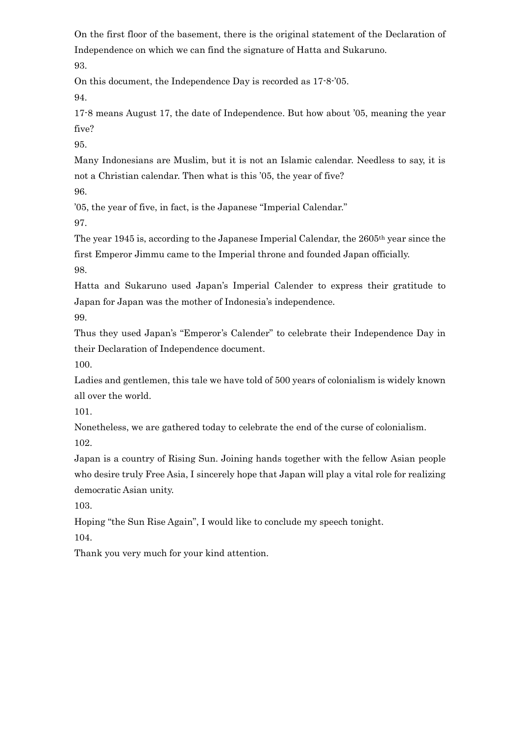On the first floor of the basement, there is the original statement of the Declaration of Independence on which we can find the signature of Hatta and Sukaruno.

93.

On this document, the Independence Day is recorded as 17-8-'05.

94.

17-8 means August 17, the date of Independence. But how about '05, meaning the year five?

95.

Many Indonesians are Muslim, but it is not an Islamic calendar. Needless to say, it is not a Christian calendar. Then what is this '05, the year of five?

96.

'05, the year of five, in fact, is the Japanese "Imperial Calendar."

97.

The year 1945 is, according to the Japanese Imperial Calendar, the 2605th year since the first Emperor Jimmu came to the Imperial throne and founded Japan officially.

98.

Hatta and Sukaruno used Japan's Imperial Calender to express their gratitude to Japan for Japan was the mother of Indonesia's independence.

99.

Thus they used Japan's "Emperor's Calender" to celebrate their Independence Day in their Declaration of Independence document.

100.

Ladies and gentlemen, this tale we have told of 500 years of colonialism is widely known all over the world.

101.

Nonetheless, we are gathered today to celebrate the end of the curse of colonialism.

102.

Japan is a country of Rising Sun. Joining hands together with the fellow Asian people who desire truly Free Asia, I sincerely hope that Japan will play a vital role for realizing democratic Asian unity.

103.

Hoping "the Sun Rise Again", I would like to conclude my speech tonight.

104.

Thank you very much for your kind attention.